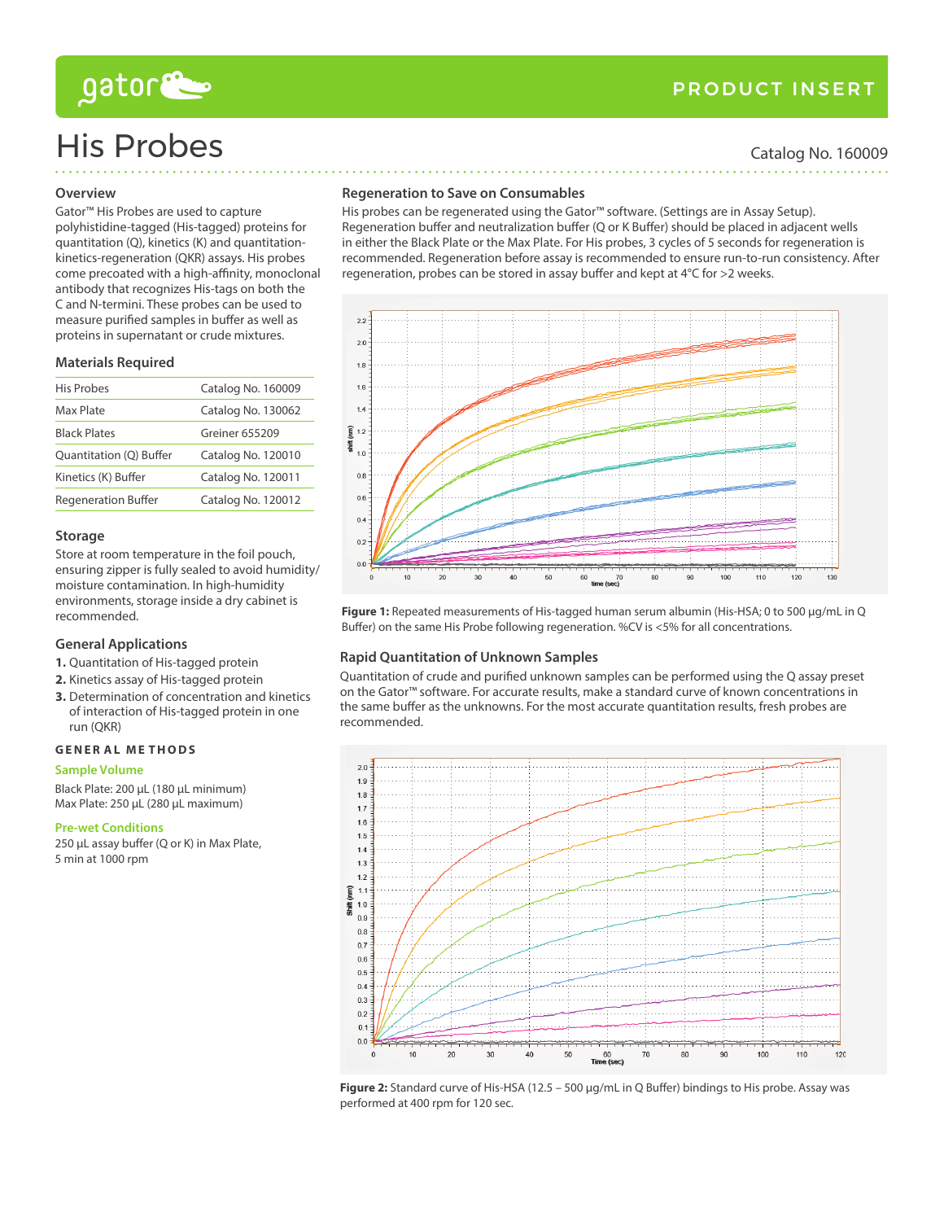# His Probes

Catalog No. 160009

## Overview

Gator™ His Probes are used to capture polyhistidine-tagged (His-tagged) proteins for quantitation (Q), kinetics (K) and quantitation-kinetics-regeneration (QKR) assays. His probes come precoated with a high-affinity, monoclonal antibody that recognizes His-tags on both the C and N-termini. These probes can be used to measure purified samples in buffer as well as proteins in supernatant or crude mixtures.

## Materials Required

| | |
|---|---|
| His Probes | Catalog No. 160009 |
| Max Plate | Catalog No. 130062 |
| Black Plates | Greiner 655209 |
| Quantitation (Q) Buffer | Catalog No. 120010 |
| Kinetics (K) Buffer | Catalog No. 120011 |
| Regeneration Buffer | Catalog No. 120012 |

## Storage

Store at room temperature in the foil pouch, ensuring zipper is fully sealed to avoid humidity/moisture contamination. In high-humidity environments, storage inside a dry cabinet is recommended.

## General Applications

1. Quantitation of His-tagged protein
2. Kinetics assay of His-tagged protein
3. Determination of concentration and kinetics of interaction of His-tagged protein in one run (QKR)

## GENERAL METHODS

### Sample Volume

Black Plate: 200 µL (180 µL minimum)
Max Plate: 250 µL (280 µL maximum)

### Pre-wet Conditions

250 µL assay buffer (Q or K) in Max Plate, 5 min at 1000 rpm

## Regeneration to Save on Consumables

His probes can be regenerated using the Gator™ software. (Settings are in Assay Setup). Regeneration buffer and neutralization buffer (Q or K Buffer) should be placed in adjacent wells in either the Black Plate or the Max Plate. For His probes, 3 cycles of 5 seconds for regeneration is recommended. Regeneration before assay is recommended to ensure run-to-run consistency. After regeneration, probes can be stored in assay buffer and kept at 4°C for >2 weeks.

**Figure 1:** Repeated measurements of His-tagged human serum albumin (His-HSA; 0 to 500 µg/mL in Q Buffer) on the same His Probe following regeneration. %CV is <5% for all concentrations.

## Rapid Quantitation of Unknown Samples

Quantitation of crude and purified unknown samples can be performed using the Q assay preset on the Gator™ software. For accurate results, make a standard curve of known concentrations in the same buffer as the unknowns. For the most accurate quantitation results, fresh probes are recommended.

**Figure 2:** Standard curve of His-HSA (12.5 – 500 µg/mL in Q Buffer) bindings to His probe. Assay was performed at 400 rpm for 120 sec.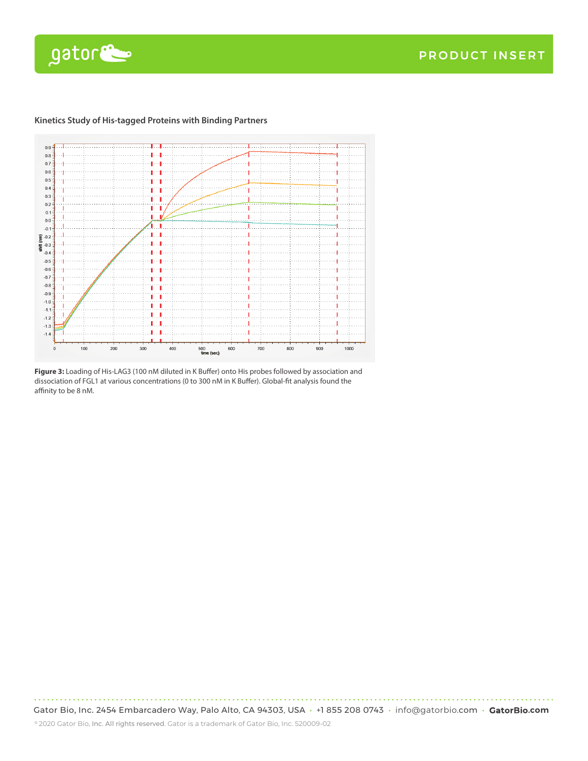### Kinetics Study of His-tagged Proteins with Binding Partners

shift (nm)

0.9
0.8
0.7
0.6
0.5
0.4
0.3
0.2
0.1
0.0
-0.1
-0.2
-0.3
-0.4
-0.5
-0.6
-0.7
-0.8
-0.9
-1.0
-1.1
-1.2
-1.3
-1.4

0 100 200 300 400 500 600 700 800 900 1000

time (sec)

**Figure 3:** Loading of His-LAG3 (100 nM diluted in K Buffer) onto His probes followed by association and dissociation of FGL1 at various concentrations (0 to 300 nM in K Buffer). Global-fit analysis found the affinity to be 8 nM.